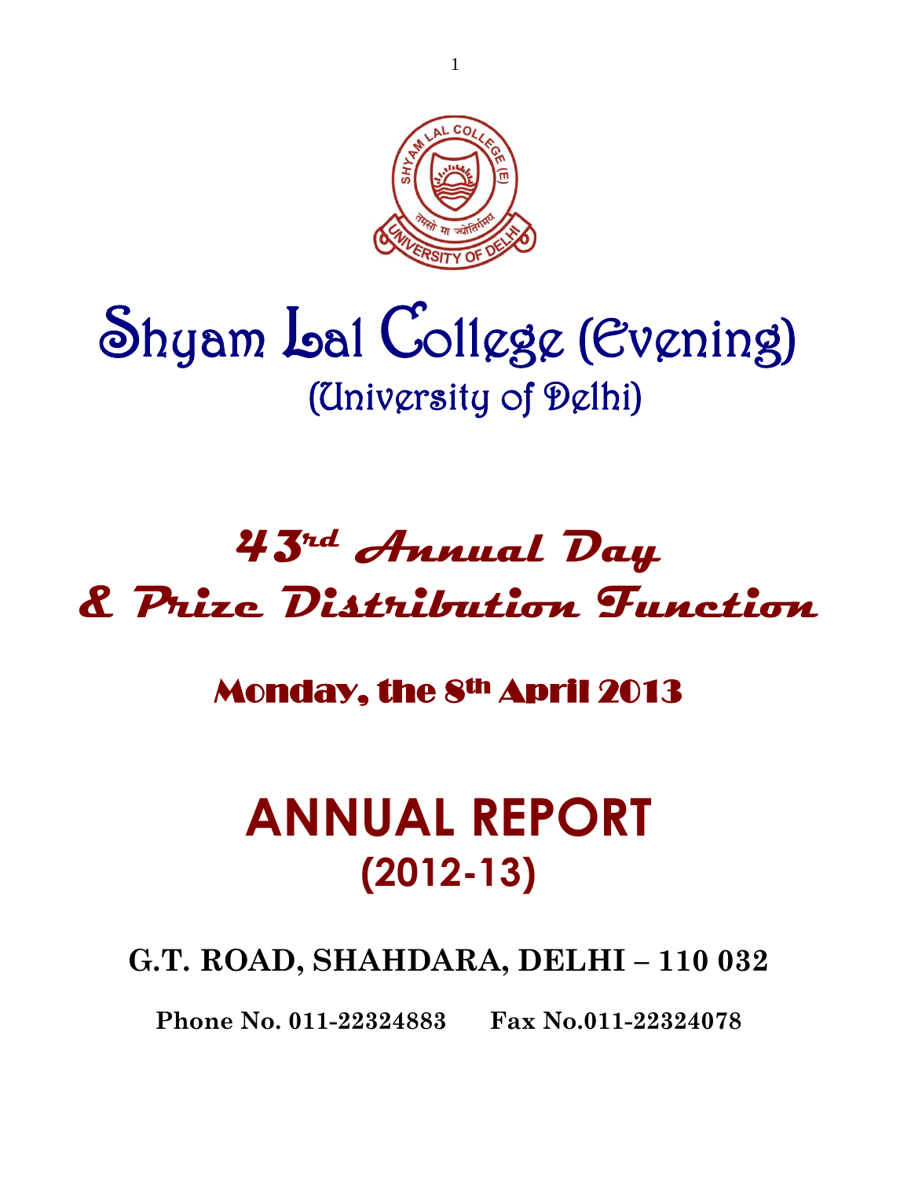# Shyam Lal College (Evening)

## (University of Delhi)

# 43rd Annual Day & Prize Distribution Function

## Monday, the 8th April 2013

# ANNUAL REPORT (2012-13)

**G.T. ROAD, SHAHDARA, DELHI – 110 032**

**Phone No. 011-22324883     Fax No.011-22324078**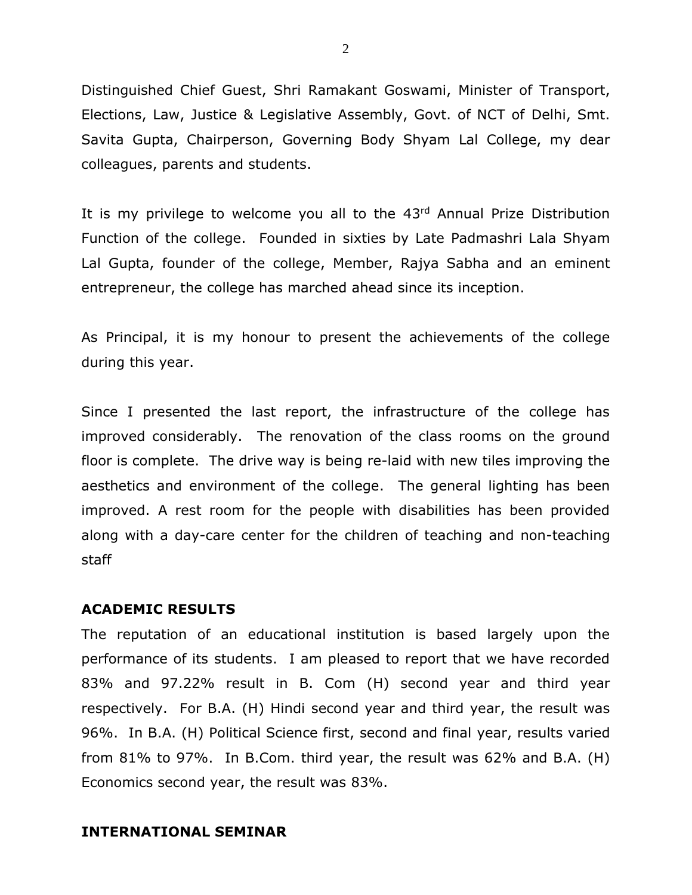Distinguished Chief Guest, Shri Ramakant Goswami, Minister of Transport, Elections, Law, Justice & Legislative Assembly, Govt. of NCT of Delhi, Smt. Savita Gupta, Chairperson, Governing Body Shyam Lal College, my dear colleagues, parents and students.

It is my privilege to welcome you all to the 43rd Annual Prize Distribution Function of the college. Founded in sixties by Late Padmashri Lala Shyam Lal Gupta, founder of the college, Member, Rajya Sabha and an eminent entrepreneur, the college has marched ahead since its inception.

As Principal, it is my honour to present the achievements of the college during this year.

Since I presented the last report, the infrastructure of the college has improved considerably. The renovation of the class rooms on the ground floor is complete. The drive way is being re-laid with new tiles improving the aesthetics and environment of the college. The general lighting has been improved. A rest room for the people with disabilities has been provided along with a day-care center for the children of teaching and non-teaching staff

**ACADEMIC RESULTS**

The reputation of an educational institution is based largely upon the performance of its students. I am pleased to report that we have recorded 83% and 97.22% result in B. Com (H) second year and third year respectively. For B.A. (H) Hindi second year and third year, the result was 96%. In B.A. (H) Political Science first, second and final year, results varied from 81% to 97%. In B.Com. third year, the result was 62% and B.A. (H) Economics second year, the result was 83%.

**INTERNATIONAL SEMINAR**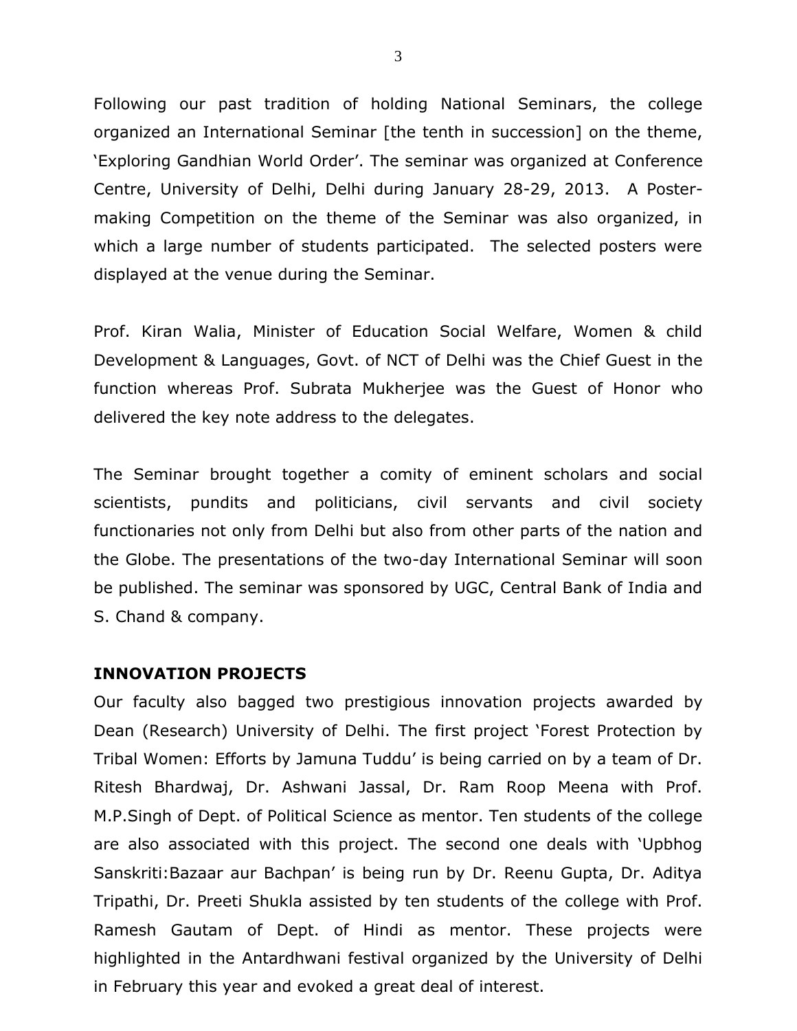Following our past tradition of holding National Seminars, the college organized an International Seminar [the tenth in succession] on the theme, 'Exploring Gandhian World Order'. The seminar was organized at Conference Centre, University of Delhi, Delhi during January 28-29, 2013. A Poster-making Competition on the theme of the Seminar was also organized, in which a large number of students participated. The selected posters were displayed at the venue during the Seminar.

Prof. Kiran Walia, Minister of Education Social Welfare, Women & child Development & Languages, Govt. of NCT of Delhi was the Chief Guest in the function whereas Prof. Subrata Mukherjee was the Guest of Honor who delivered the key note address to the delegates.

The Seminar brought together a comity of eminent scholars and social scientists, pundits and politicians, civil servants and civil society functionaries not only from Delhi but also from other parts of the nation and the Globe. The presentations of the two-day International Seminar will soon be published. The seminar was sponsored by UGC, Central Bank of India and S. Chand & company.

**INNOVATION PROJECTS**

Our faculty also bagged two prestigious innovation projects awarded by Dean (Research) University of Delhi. The first project 'Forest Protection by Tribal Women: Efforts by Jamuna Tuddu' is being carried on by a team of Dr. Ritesh Bhardwaj, Dr. Ashwani Jassal, Dr. Ram Roop Meena with Prof. M.P.Singh of Dept. of Political Science as mentor. Ten students of the college are also associated with this project. The second one deals with 'Upbhog Sanskriti:Bazaar aur Bachpan' is being run by Dr. Reenu Gupta, Dr. Aditya Tripathi, Dr. Preeti Shukla assisted by ten students of the college with Prof. Ramesh Gautam of Dept. of Hindi as mentor. These projects were highlighted in the Antardhwani festival organized by the University of Delhi in February this year and evoked a great deal of interest.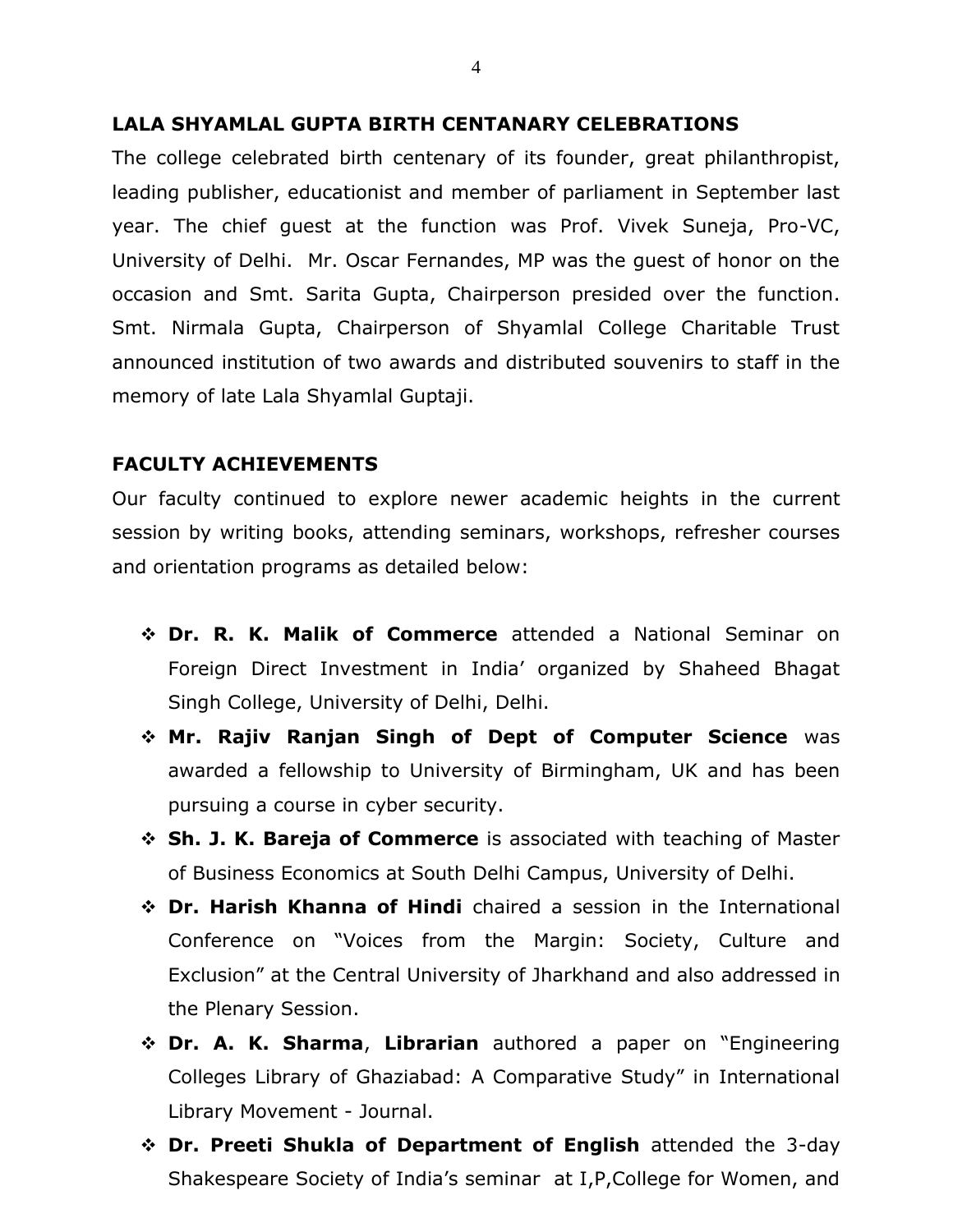## LALA SHYAMLAL GUPTA BIRTH CENTANARY CELEBRATIONS

The college celebrated birth centenary of its founder, great philanthropist, leading publisher, educationist and member of parliament in September last year. The chief guest at the function was Prof. Vivek Suneja, Pro-VC, University of Delhi. Mr. Oscar Fernandes, MP was the guest of honor on the occasion and Smt. Sarita Gupta, Chairperson presided over the function. Smt. Nirmala Gupta, Chairperson of Shyamlal College Charitable Trust announced institution of two awards and distributed souvenirs to staff in the memory of late Lala Shyamlal Guptaji.

## FACULTY ACHIEVEMENTS

Our faculty continued to explore newer academic heights in the current session by writing books, attending seminars, workshops, refresher courses and orientation programs as detailed below:

- **Dr. R. K. Malik of Commerce** attended a National Seminar on Foreign Direct Investment in India' organized by Shaheed Bhagat Singh College, University of Delhi, Delhi.
- **Mr. Rajiv Ranjan Singh of Dept of Computer Science** was awarded a fellowship to University of Birmingham, UK and has been pursuing a course in cyber security.
- **Sh. J. K. Bareja of Commerce** is associated with teaching of Master of Business Economics at South Delhi Campus, University of Delhi.
- **Dr. Harish Khanna of Hindi** chaired a session in the International Conference on "Voices from the Margin: Society, Culture and Exclusion" at the Central University of Jharkhand and also addressed in the Plenary Session.
- **Dr. A. K. Sharma**, **Librarian** authored a paper on "Engineering Colleges Library of Ghaziabad: A Comparative Study" in International Library Movement - Journal.
- **Dr. Preeti Shukla of Department of English** attended the 3-day Shakespeare Society of India's seminar at I,P,College for Women, and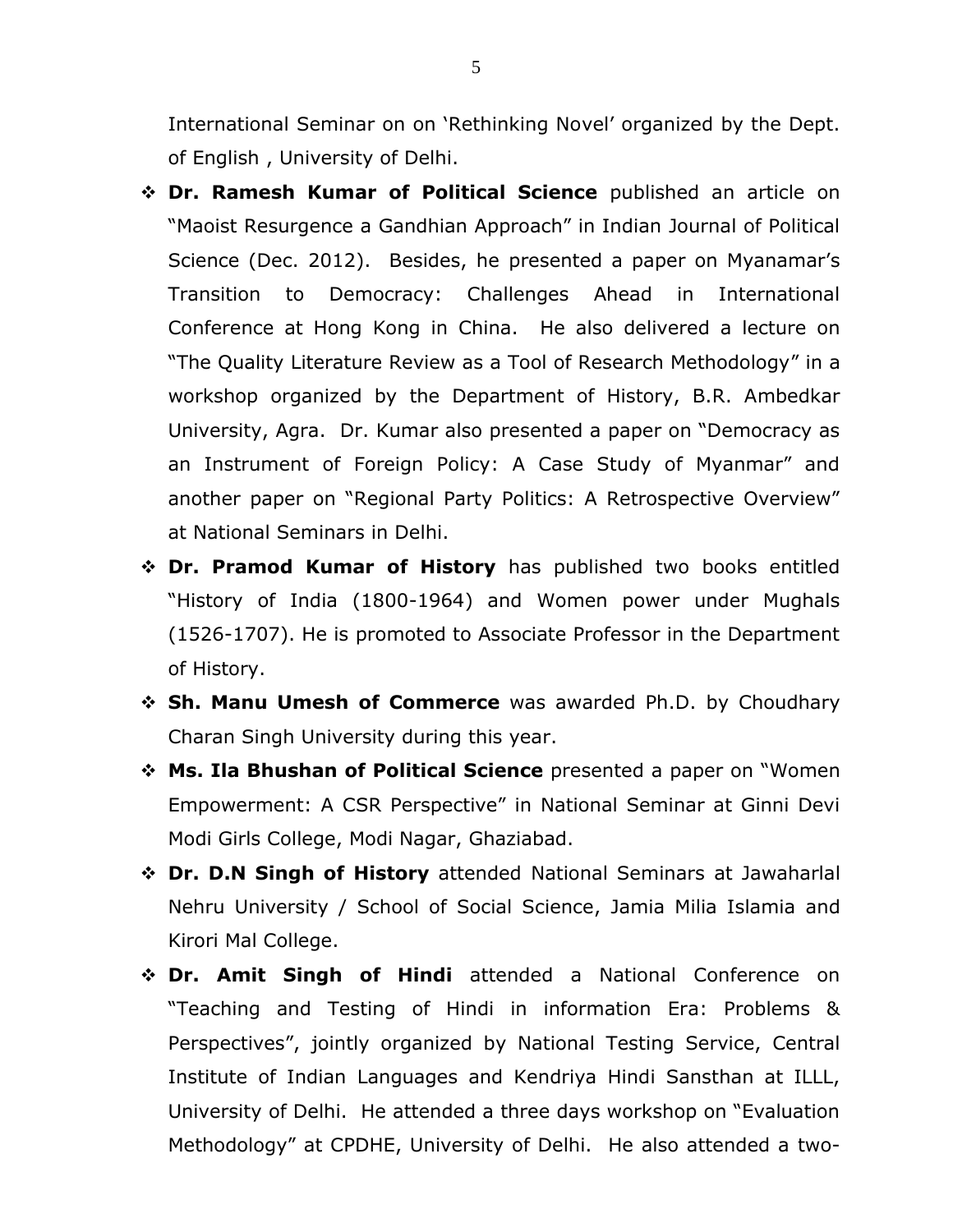International Seminar on on 'Rethinking Novel' organized by the Dept. of English , University of Delhi.

- **Dr. Ramesh Kumar of Political Science** published an article on "Maoist Resurgence a Gandhian Approach" in Indian Journal of Political Science (Dec. 2012). Besides, he presented a paper on Myanamar's Transition to Democracy: Challenges Ahead in International Conference at Hong Kong in China. He also delivered a lecture on "The Quality Literature Review as a Tool of Research Methodology" in a workshop organized by the Department of History, B.R. Ambedkar University, Agra. Dr. Kumar also presented a paper on "Democracy as an Instrument of Foreign Policy: A Case Study of Myanmar" and another paper on "Regional Party Politics: A Retrospective Overview" at National Seminars in Delhi.
- **Dr. Pramod Kumar of History** has published two books entitled "History of India (1800-1964) and Women power under Mughals (1526-1707). He is promoted to Associate Professor in the Department of History.
- **Sh. Manu Umesh of Commerce** was awarded Ph.D. by Choudhary Charan Singh University during this year.
- **Ms. Ila Bhushan of Political Science** presented a paper on "Women Empowerment: A CSR Perspective" in National Seminar at Ginni Devi Modi Girls College, Modi Nagar, Ghaziabad.
- **Dr. D.N Singh of History** attended National Seminars at Jawaharlal Nehru University / School of Social Science, Jamia Milia Islamia and Kirori Mal College.
- **Dr. Amit Singh of Hindi** attended a National Conference on "Teaching and Testing of Hindi in information Era: Problems & Perspectives", jointly organized by National Testing Service, Central Institute of Indian Languages and Kendriya Hindi Sansthan at ILLL, University of Delhi. He attended a three days workshop on "Evaluation Methodology" at CPDHE, University of Delhi. He also attended a two-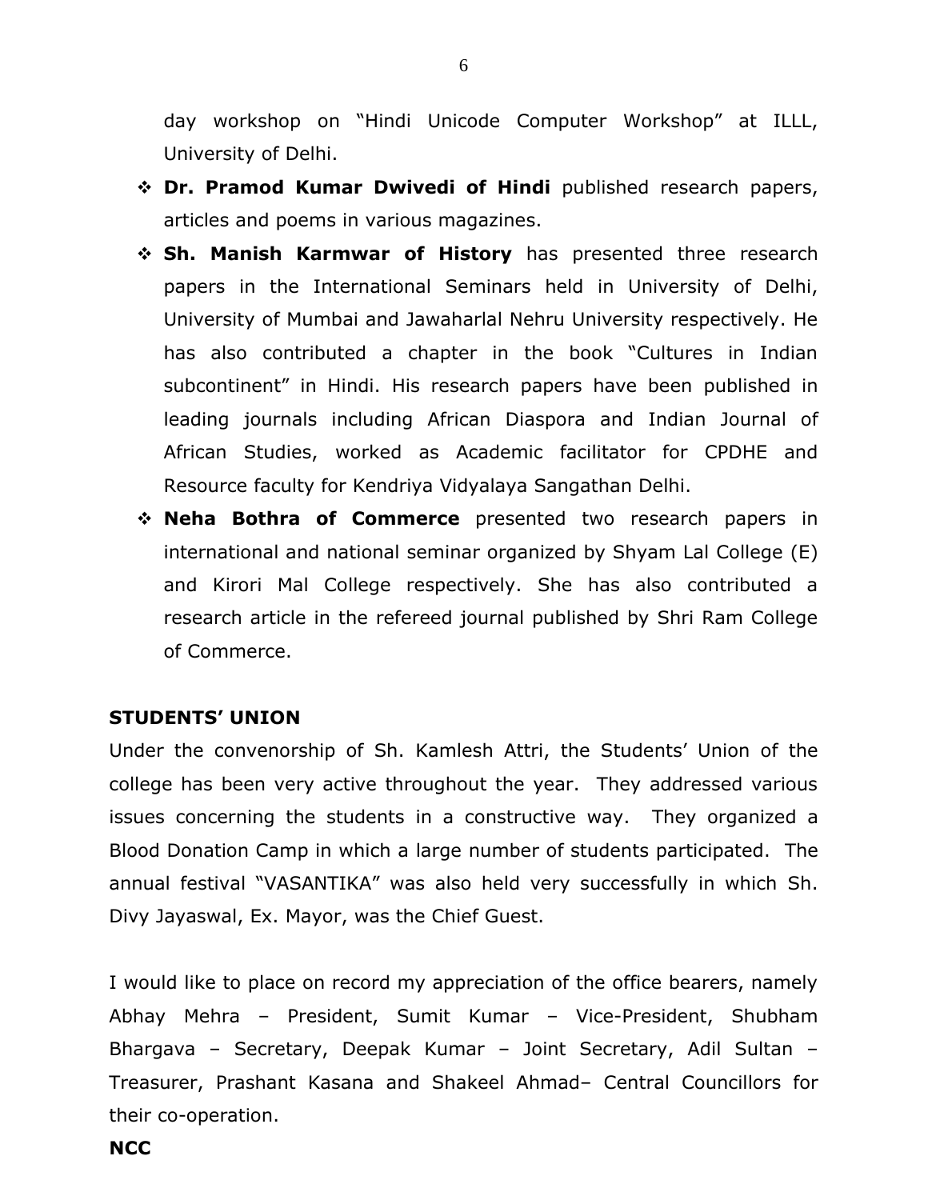day workshop on "Hindi Unicode Computer Workshop" at ILLL, University of Delhi.

- **Dr. Pramod Kumar Dwivedi of Hindi** published research papers, articles and poems in various magazines.
- **Sh. Manish Karmwar of History** has presented three research papers in the International Seminars held in University of Delhi, University of Mumbai and Jawaharlal Nehru University respectively. He has also contributed a chapter in the book "Cultures in Indian subcontinent" in Hindi. His research papers have been published in leading journals including African Diaspora and Indian Journal of African Studies, worked as Academic facilitator for CPDHE and Resource faculty for Kendriya Vidyalaya Sangathan Delhi.
- **Neha Bothra of Commerce** presented two research papers in international and national seminar organized by Shyam Lal College (E) and Kirori Mal College respectively. She has also contributed a research article in the refereed journal published by Shri Ram College of Commerce.

**STUDENTS' UNION**

Under the convenorship of Sh. Kamlesh Attri, the Students' Union of the college has been very active throughout the year. They addressed various issues concerning the students in a constructive way. They organized a Blood Donation Camp in which a large number of students participated. The annual festival "VASANTIKA" was also held very successfully in which Sh. Divy Jayaswal, Ex. Mayor, was the Chief Guest.

I would like to place on record my appreciation of the office bearers, namely Abhay Mehra – President, Sumit Kumar – Vice-President, Shubham Bhargava – Secretary, Deepak Kumar – Joint Secretary, Adil Sultan – Treasurer, Prashant Kasana and Shakeel Ahmad– Central Councillors for their co-operation.

**NCC**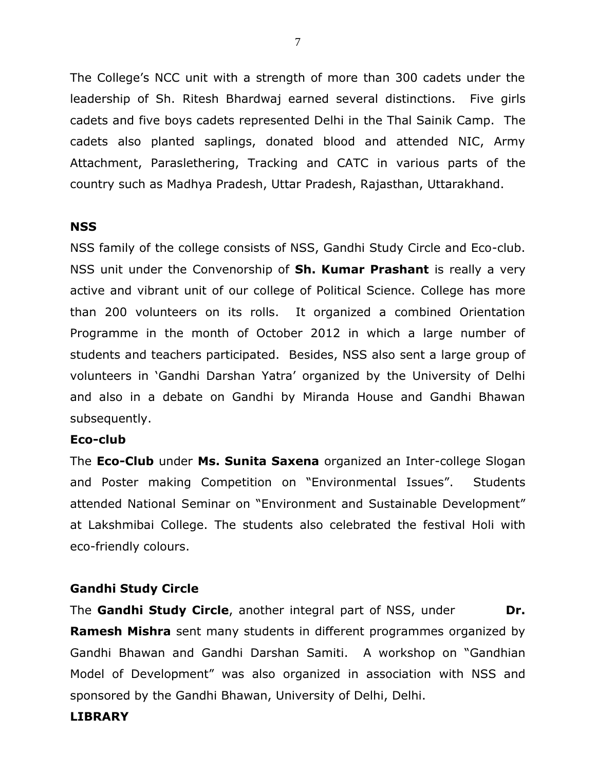The College's NCC unit with a strength of more than 300 cadets under the leadership of Sh. Ritesh Bhardwaj earned several distinctions. Five girls cadets and five boys cadets represented Delhi in the Thal Sainik Camp. The cadets also planted saplings, donated blood and attended NIC, Army Attachment, Paraslethering, Tracking and CATC in various parts of the country such as Madhya Pradesh, Uttar Pradesh, Rajasthan, Uttarakhand.

**NSS**

NSS family of the college consists of NSS, Gandhi Study Circle and Eco-club. NSS unit under the Convenorship of **Sh. Kumar Prashant** is really a very active and vibrant unit of our college of Political Science. College has more than 200 volunteers on its rolls. It organized a combined Orientation Programme in the month of October 2012 in which a large number of students and teachers participated. Besides, NSS also sent a large group of volunteers in 'Gandhi Darshan Yatra' organized by the University of Delhi and also in a debate on Gandhi by Miranda House and Gandhi Bhawan subsequently.

**Eco-club**

The **Eco-Club** under **Ms. Sunita Saxena** organized an Inter-college Slogan and Poster making Competition on "Environmental Issues". Students attended National Seminar on "Environment and Sustainable Development" at Lakshmibai College. The students also celebrated the festival Holi with eco-friendly colours.

**Gandhi Study Circle**

The **Gandhi Study Circle**, another integral part of NSS, under **Dr. Ramesh Mishra** sent many students in different programmes organized by Gandhi Bhawan and Gandhi Darshan Samiti. A workshop on "Gandhian Model of Development" was also organized in association with NSS and sponsored by the Gandhi Bhawan, University of Delhi, Delhi.

**LIBRARY**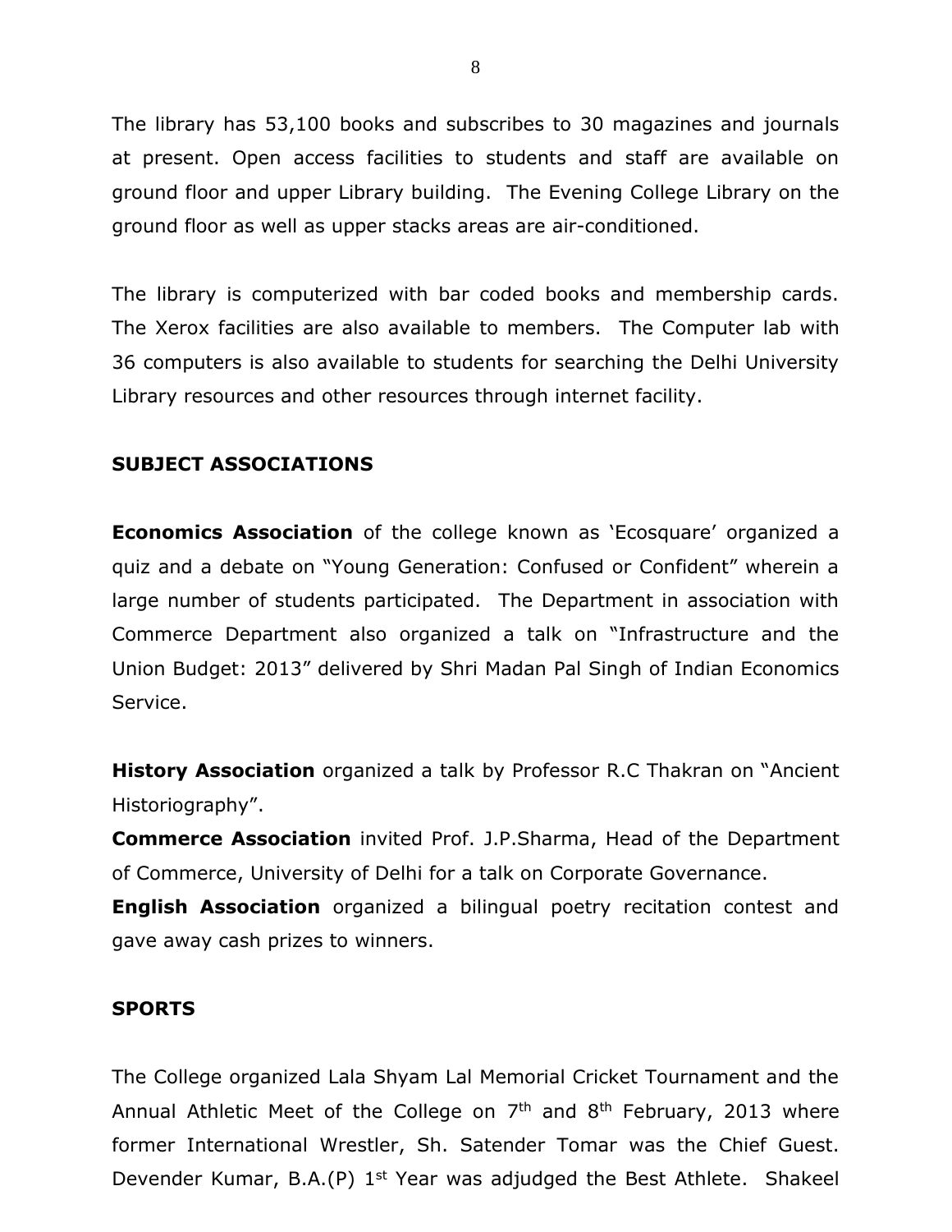The library has 53,100 books and subscribes to 30 magazines and journals at present. Open access facilities to students and staff are available on ground floor and upper Library building. The Evening College Library on the ground floor as well as upper stacks areas are air-conditioned.

The library is computerized with bar coded books and membership cards. The Xerox facilities are also available to members. The Computer lab with 36 computers is also available to students for searching the Delhi University Library resources and other resources through internet facility.

## SUBJECT ASSOCIATIONS

**Economics Association** of the college known as 'Ecosquare' organized a quiz and a debate on "Young Generation: Confused or Confident" wherein a large number of students participated. The Department in association with Commerce Department also organized a talk on "Infrastructure and the Union Budget: 2013" delivered by Shri Madan Pal Singh of Indian Economics Service.

**History Association** organized a talk by Professor R.C Thakran on "Ancient Historiography".

**Commerce Association** invited Prof. J.P.Sharma, Head of the Department of Commerce, University of Delhi for a talk on Corporate Governance.

**English Association** organized a bilingual poetry recitation contest and gave away cash prizes to winners.

## SPORTS

The College organized Lala Shyam Lal Memorial Cricket Tournament and the Annual Athletic Meet of the College on 7th and 8th February, 2013 where former International Wrestler, Sh. Satender Tomar was the Chief Guest. Devender Kumar, B.A.(P) 1st Year was adjudged the Best Athlete. Shakeel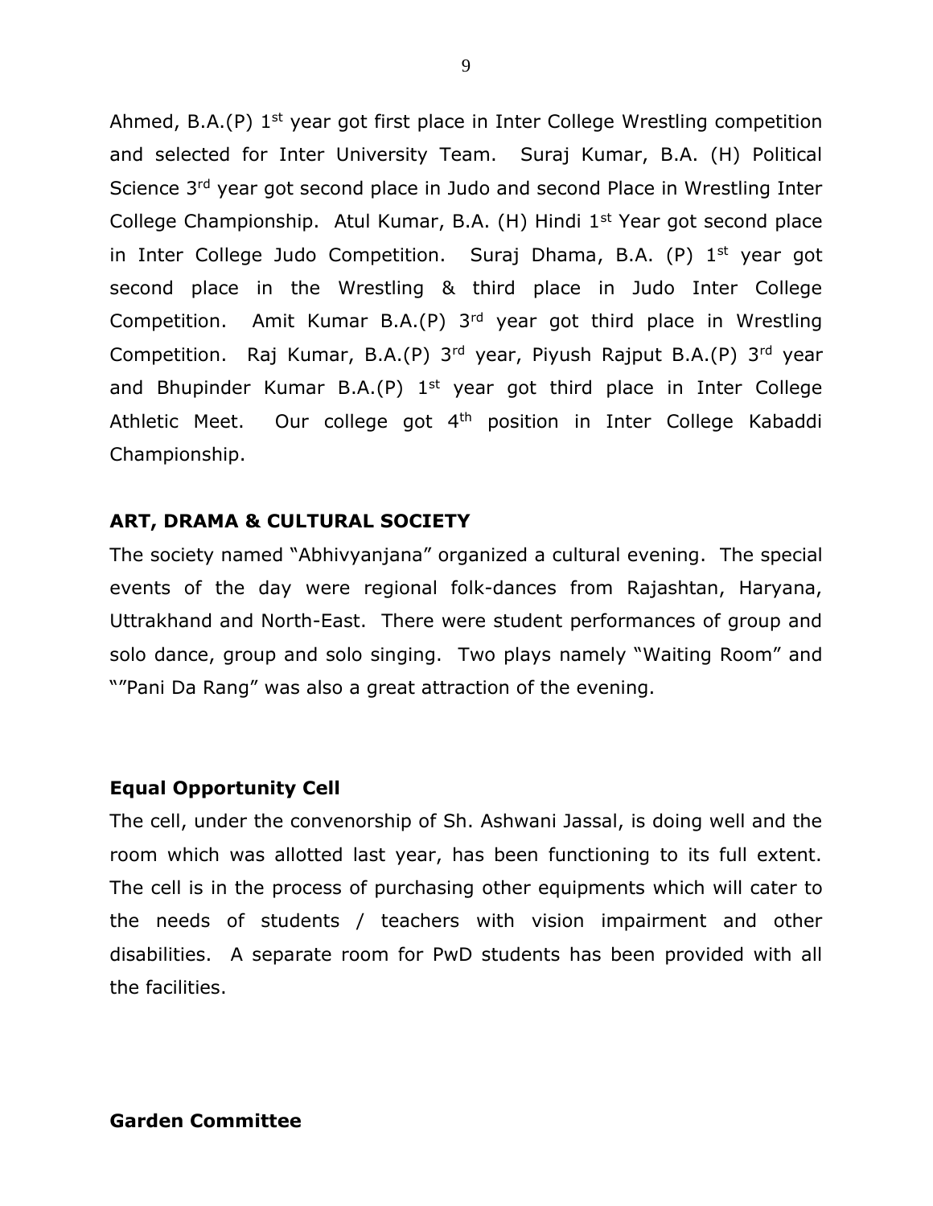Ahmed, B.A.(P) 1st year got first place in Inter College Wrestling competition and selected for Inter University Team. Suraj Kumar, B.A. (H) Political Science 3rd year got second place in Judo and second Place in Wrestling Inter College Championship. Atul Kumar, B.A. (H) Hindi 1st Year got second place in Inter College Judo Competition. Suraj Dhama, B.A. (P) 1st year got second place in the Wrestling & third place in Judo Inter College Competition. Amit Kumar B.A.(P) 3rd year got third place in Wrestling Competition. Raj Kumar, B.A.(P) 3rd year, Piyush Rajput B.A.(P) 3rd year and Bhupinder Kumar B.A.(P) 1st year got third place in Inter College Athletic Meet. Our college got 4th position in Inter College Kabaddi Championship.

**ART, DRAMA & CULTURAL SOCIETY**

The society named "Abhivyanjana" organized a cultural evening. The special events of the day were regional folk-dances from Rajashtan, Haryana, Uttrakhand and North-East. There were student performances of group and solo dance, group and solo singing. Two plays namely "Waiting Room" and ""Pani Da Rang" was also a great attraction of the evening.

**Equal Opportunity Cell**

The cell, under the convenorship of Sh. Ashwani Jassal, is doing well and the room which was allotted last year, has been functioning to its full extent. The cell is in the process of purchasing other equipments which will cater to the needs of students / teachers with vision impairment and other disabilities. A separate room for PwD students has been provided with all the facilities.

**Garden Committee**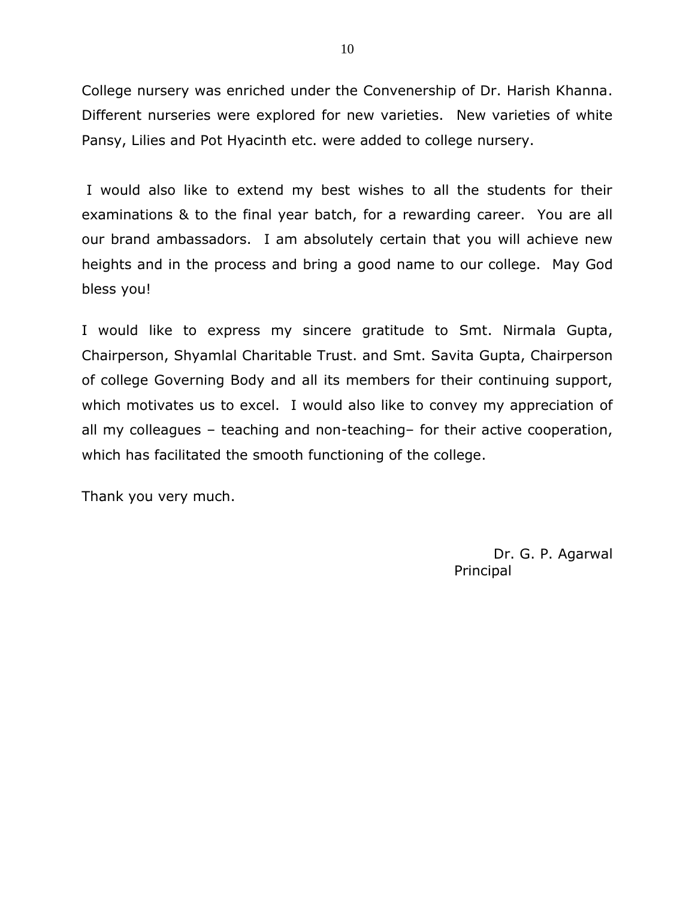College nursery was enriched under the Convenership of Dr. Harish Khanna. Different nurseries were explored for new varieties. New varieties of white Pansy, Lilies and Pot Hyacinth etc. were added to college nursery.

I would also like to extend my best wishes to all the students for their examinations & to the final year batch, for a rewarding career. You are all our brand ambassadors. I am absolutely certain that you will achieve new heights and in the process and bring a good name to our college. May God bless you!

I would like to express my sincere gratitude to Smt. Nirmala Gupta, Chairperson, Shyamlal Charitable Trust. and Smt. Savita Gupta, Chairperson of college Governing Body and all its members for their continuing support, which motivates us to excel. I would also like to convey my appreciation of all my colleagues – teaching and non-teaching– for their active cooperation, which has facilitated the smooth functioning of the college.

Thank you very much.

Dr. G. P. Agarwal
Principal